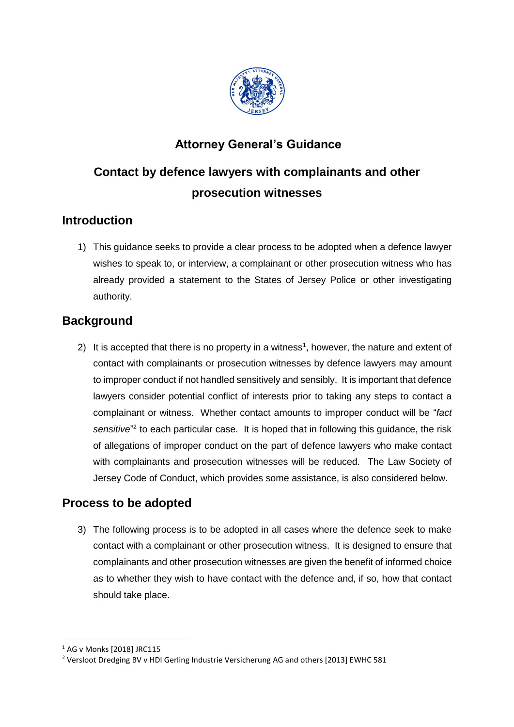# Attorney General's Guidance

# Contact by defence lawyers with complainants and other prosecution witnesses

## Introduction

1) This guidance seeks to provide a clear process to be adopted when a defence lawyer wishes to speak to, or interview, a complainant or other prosecution witness who has already provided a statement to the States of Jersey Police or other investigating authority.

## Background

2) It is accepted that there is no property in a witness[1], however, the nature and extent of contact with complainants or prosecution witnesses by defence lawyers may amount to improper conduct if not handled sensitively and sensibly. It is important that defence lawyers consider potential conflict of interests prior to taking any steps to contact a complainant or witness. Whether contact amounts to improper conduct will be "*fact sensitive*"[2] to each particular case. It is hoped that in following this guidance, the risk of allegations of improper conduct on the part of defence lawyers who make contact with complainants and prosecution witnesses will be reduced. The Law Society of Jersey Code of Conduct, which provides some assistance, is also considered below.

## Process to be adopted

3) The following process is to be adopted in all cases where the defence seek to make contact with a complainant or other prosecution witness. It is designed to ensure that complainants and other prosecution witnesses are given the benefit of informed choice as to whether they wish to have contact with the defence and, if so, how that contact should take place.

[1] AG v Monks [2018] JRC115

[2] Versloot Dredging BV v HDI Gerling Industrie Versicherung AG and others [2013] EWHC 581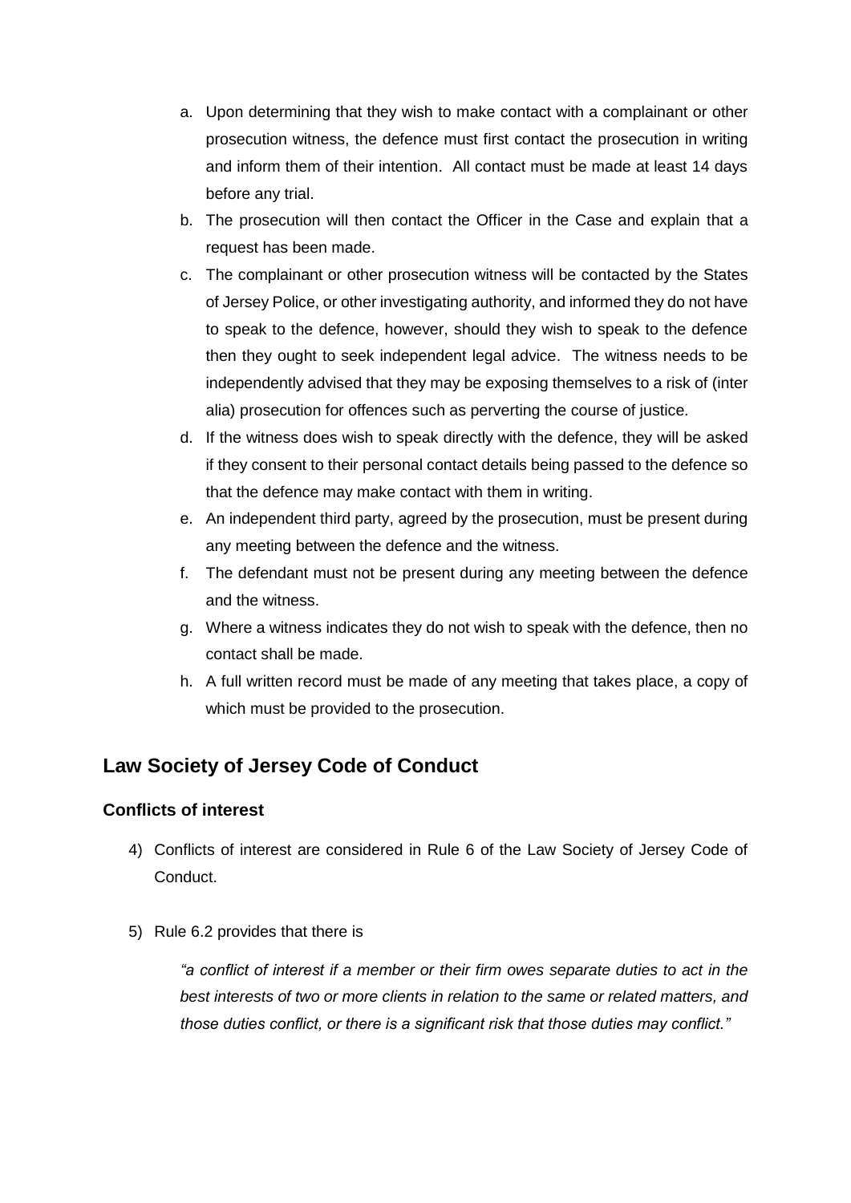a. Upon determining that they wish to make contact with a complainant or other prosecution witness, the defence must first contact the prosecution in writing and inform them of their intention. All contact must be made at least 14 days before any trial.
b. The prosecution will then contact the Officer in the Case and explain that a request has been made.
c. The complainant or other prosecution witness will be contacted by the States of Jersey Police, or other investigating authority, and informed they do not have to speak to the defence, however, should they wish to speak to the defence then they ought to seek independent legal advice. The witness needs to be independently advised that they may be exposing themselves to a risk of (inter alia) prosecution for offences such as perverting the course of justice.
d. If the witness does wish to speak directly with the defence, they will be asked if they consent to their personal contact details being passed to the defence so that the defence may make contact with them in writing.
e. An independent third party, agreed by the prosecution, must be present during any meeting between the defence and the witness.
f. The defendant must not be present during any meeting between the defence and the witness.
g. Where a witness indicates they do not wish to speak with the defence, then no contact shall be made.
h. A full written record must be made of any meeting that takes place, a copy of which must be provided to the prosecution.

## Law Society of Jersey Code of Conduct

### Conflicts of interest

4) Conflicts of interest are considered in Rule 6 of the Law Society of Jersey Code of Conduct.

5) Rule 6.2 provides that there is

   *"a conflict of interest if a member or their firm owes separate duties to act in the best interests of two or more clients in relation to the same or related matters, and those duties conflict, or there is a significant risk that those duties may conflict."*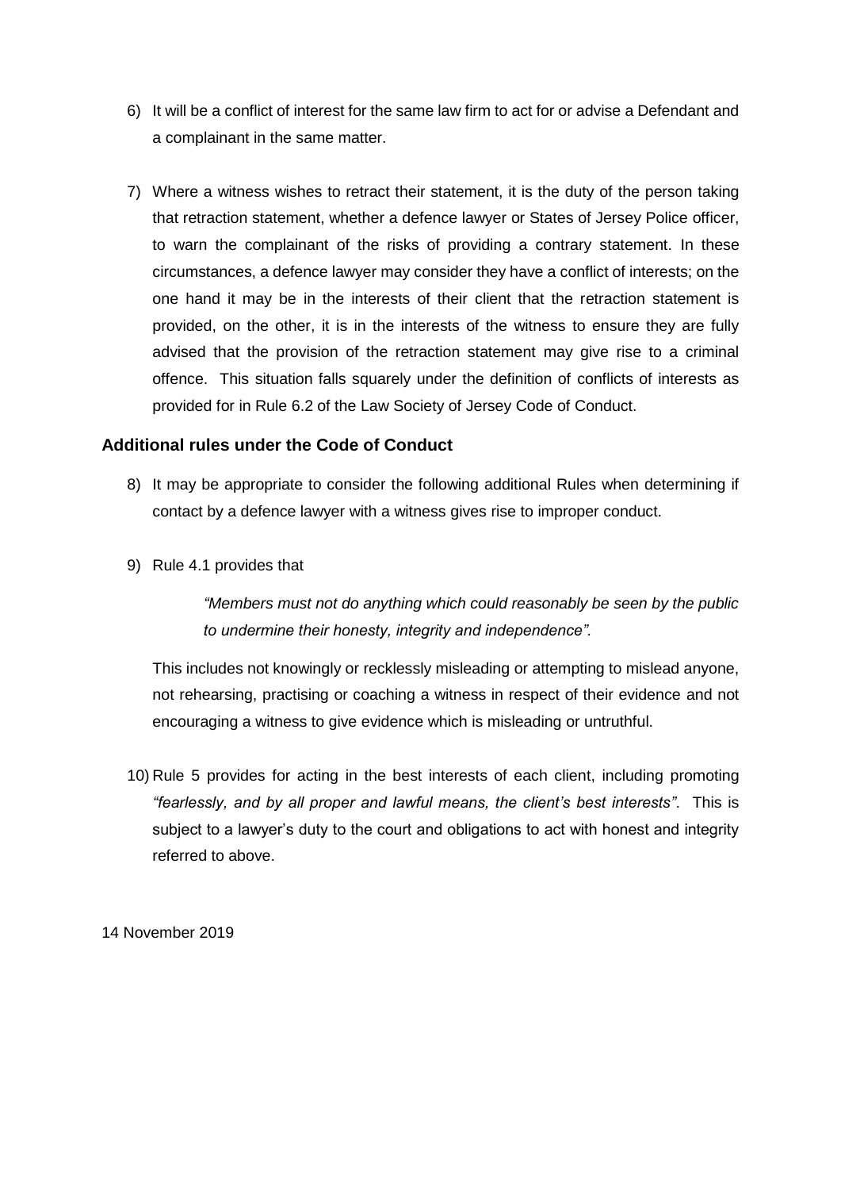6) It will be a conflict of interest for the same law firm to act for or advise a Defendant and a complainant in the same matter.

7) Where a witness wishes to retract their statement, it is the duty of the person taking that retraction statement, whether a defence lawyer or States of Jersey Police officer, to warn the complainant of the risks of providing a contrary statement. In these circumstances, a defence lawyer may consider they have a conflict of interests; on the one hand it may be in the interests of their client that the retraction statement is provided, on the other, it is in the interests of the witness to ensure they are fully advised that the provision of the retraction statement may give rise to a criminal offence. This situation falls squarely under the definition of conflicts of interests as provided for in Rule 6.2 of the Law Society of Jersey Code of Conduct.

## Additional rules under the Code of Conduct

8) It may be appropriate to consider the following additional Rules when determining if contact by a defence lawyer with a witness gives rise to improper conduct.

9) Rule 4.1 provides that

> *"Members must not do anything which could reasonably be seen by the public to undermine their honesty, integrity and independence".*

This includes not knowingly or recklessly misleading or attempting to mislead anyone, not rehearsing, practising or coaching a witness in respect of their evidence and not encouraging a witness to give evidence which is misleading or untruthful.

10) Rule 5 provides for acting in the best interests of each client, including promoting *"fearlessly, and by all proper and lawful means, the client's best interests"*. This is subject to a lawyer's duty to the court and obligations to act with honest and integrity referred to above.

14 November 2019